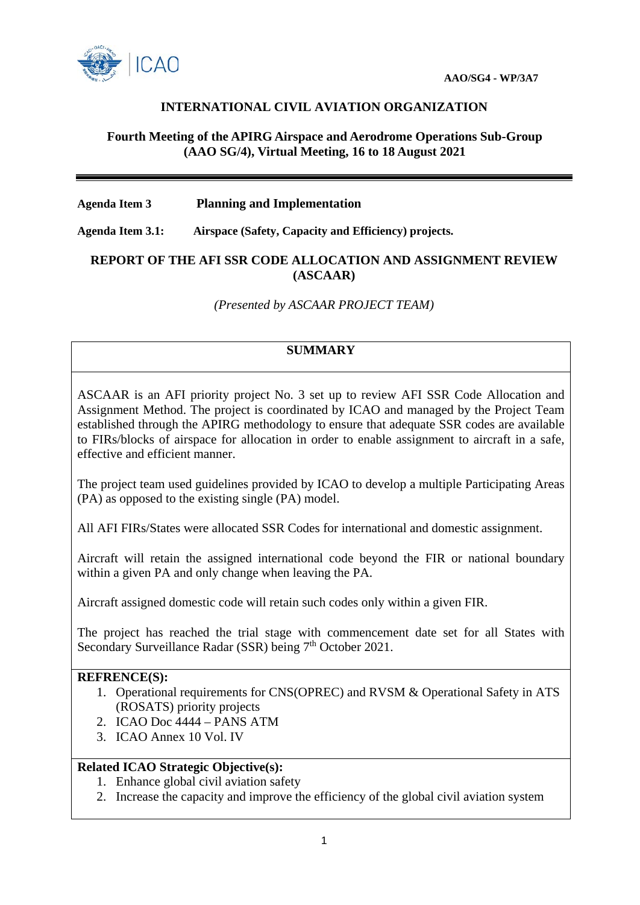**AAO/SG4 - WP/3A7**

# INTERNATIONAL CIVIL AVIATION ORGANIZATION

**Fourth Meeting of the APIRG Airspace and Aerodrome Operations Sub-Group (AAO SG/4), Virtual Meeting, 16 to 18 August 2021**

---

**Agenda Item 3** **Planning and Implementation**

**Agenda Item 3.1:** **Airspace (Safety, Capacity and Efficiency) projects.**

## REPORT OF THE AFI SSR CODE ALLOCATION AND ASSIGNMENT REVIEW (ASCAAR)

*(Presented by ASCAAR PROJECT TEAM)*

| **SUMMARY** |
|---|
| ASCAAR is an AFI priority project No. 3 set up to review AFI SSR Code Allocation and Assignment Method. The project is coordinated by ICAO and managed by the Project Team established through the APIRG methodology to ensure that adequate SSR codes are available to FIRs/blocks of airspace for allocation in order to enable assignment to aircraft in a safe, effective and efficient manner.<br><br>The project team used guidelines provided by ICAO to develop a multiple Participating Areas (PA) as opposed to the existing single (PA) model.<br><br>All AFI FIRs/States were allocated SSR Codes for international and domestic assignment.<br><br>Aircraft will retain the assigned international code beyond the FIR or national boundary within a given PA and only change when leaving the PA.<br><br>Aircraft assigned domestic code will retain such codes only within a given FIR.<br><br>The project has reached the trial stage with commencement date set for all States with Secondary Surveillance Radar (SSR) being 7th October 2021. |
| **REFRENCE(S):**<br>1. Operational requirements for CNS(OPREC) and RVSM & Operational Safety in ATS (ROSATS) priority projects<br>2. ICAO Doc 4444 – PANS ATM<br>3. ICAO Annex 10 Vol. IV |
| **Related ICAO Strategic Objective(s):**<br>1. Enhance global civil aviation safety<br>2. Increase the capacity and improve the efficiency of the global civil aviation system |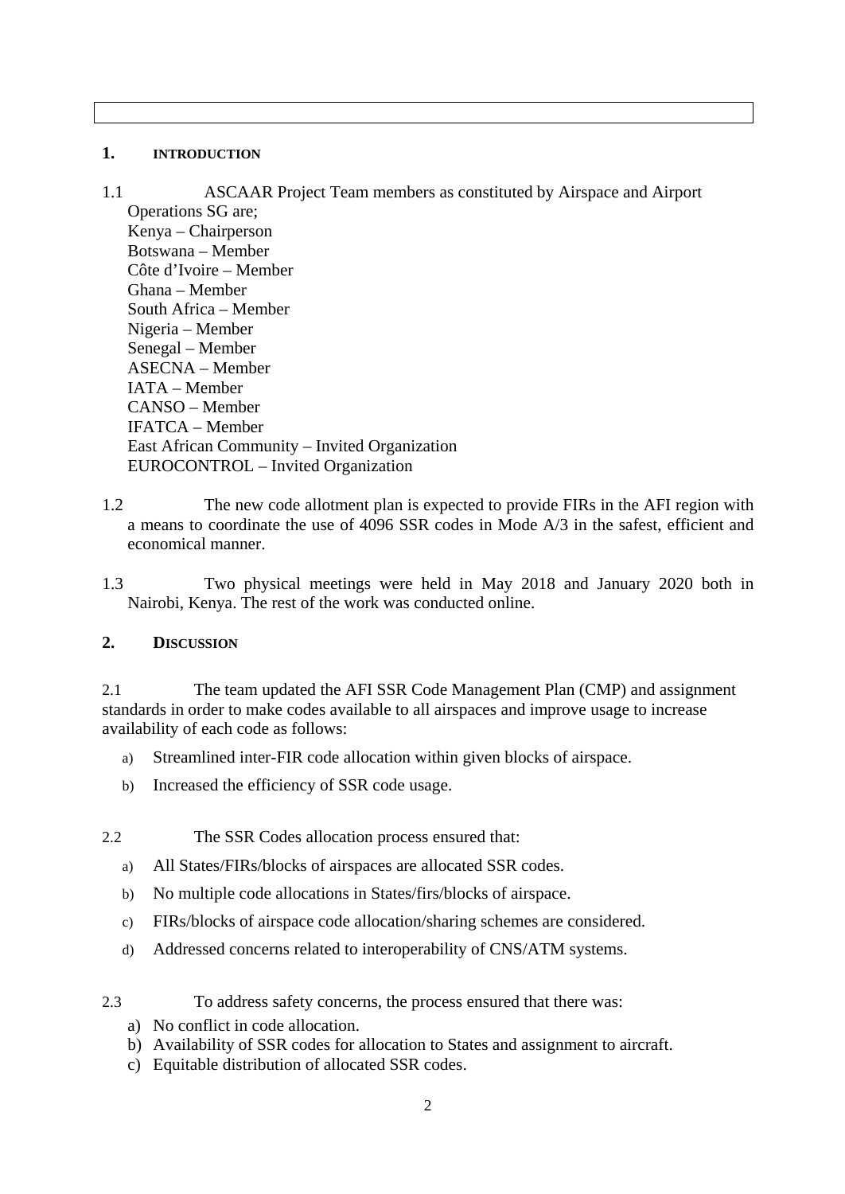## 1. INTRODUCTION

1.1 ASCAAR Project Team members as constituted by Airspace and Airport Operations SG are;
Kenya – Chairperson
Botswana – Member
Côte d'Ivoire – Member
Ghana – Member
South Africa – Member
Nigeria – Member
Senegal – Member
ASECNA – Member
IATA – Member
CANSO – Member
IFATCA – Member
East African Community – Invited Organization
EUROCONTROL – Invited Organization

1.2 The new code allotment plan is expected to provide FIRs in the AFI region with a means to coordinate the use of 4096 SSR codes in Mode A/3 in the safest, efficient and economical manner.

1.3 Two physical meetings were held in May 2018 and January 2020 both in Nairobi, Kenya. The rest of the work was conducted online.

## 2. DISCUSSION

2.1 The team updated the AFI SSR Code Management Plan (CMP) and assignment standards in order to make codes available to all airspaces and improve usage to increase availability of each code as follows:

a) Streamlined inter-FIR code allocation within given blocks of airspace.

b) Increased the efficiency of SSR code usage.

2.2 The SSR Codes allocation process ensured that:

a) All States/FIRs/blocks of airspaces are allocated SSR codes.

b) No multiple code allocations in States/firs/blocks of airspace.

c) FIRs/blocks of airspace code allocation/sharing schemes are considered.

d) Addressed concerns related to interoperability of CNS/ATM systems.

2.3 To address safety concerns, the process ensured that there was:

a) No conflict in code allocation.
b) Availability of SSR codes for allocation to States and assignment to aircraft.
c) Equitable distribution of allocated SSR codes.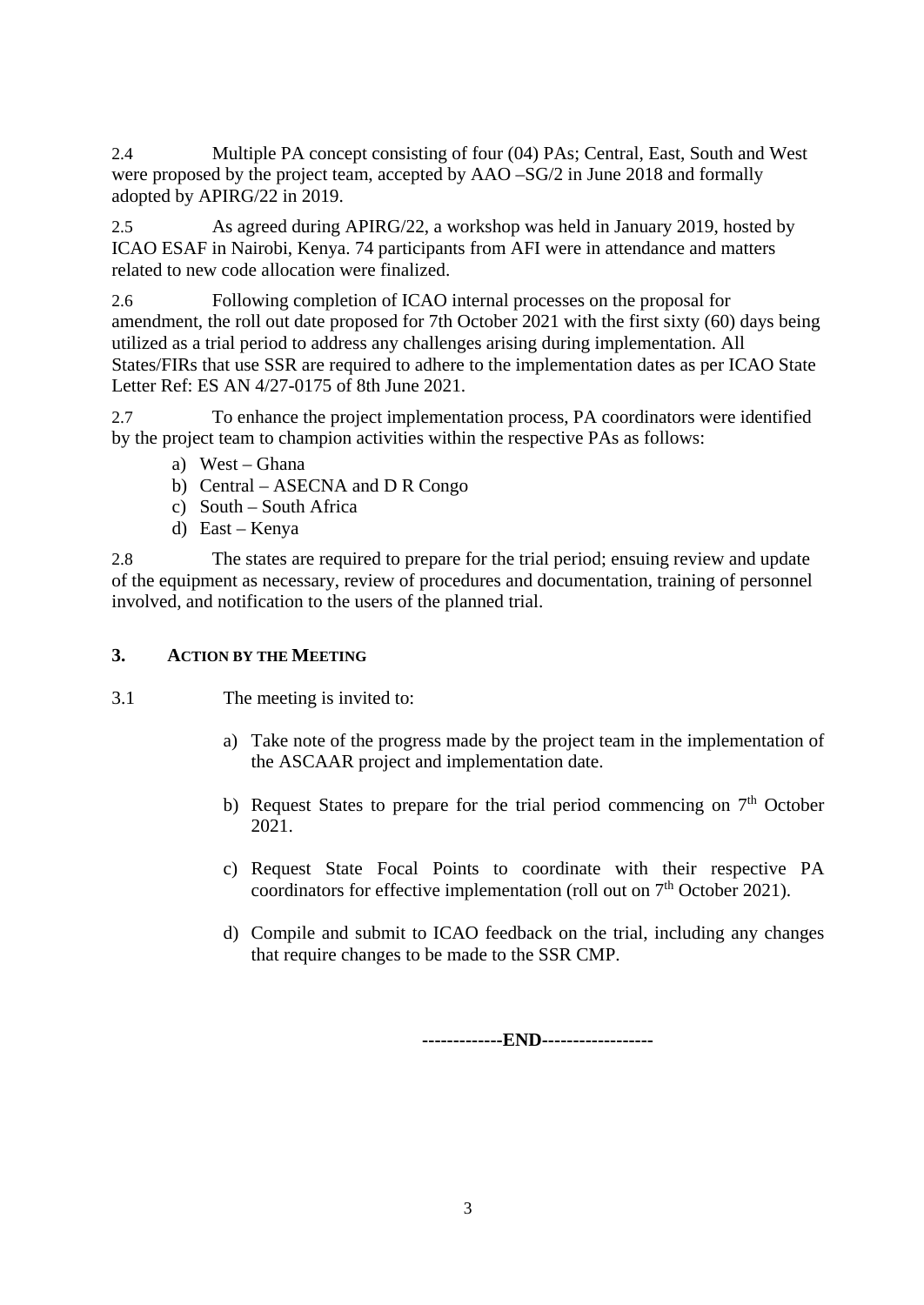2.4 Multiple PA concept consisting of four (04) PAs; Central, East, South and West were proposed by the project team, accepted by AAO –SG/2 in June 2018 and formally adopted by APIRG/22 in 2019.

2.5 As agreed during APIRG/22, a workshop was held in January 2019, hosted by ICAO ESAF in Nairobi, Kenya. 74 participants from AFI were in attendance and matters related to new code allocation were finalized.

2.6 Following completion of ICAO internal processes on the proposal for amendment, the roll out date proposed for 7th October 2021 with the first sixty (60) days being utilized as a trial period to address any challenges arising during implementation. All States/FIRs that use SSR are required to adhere to the implementation dates as per ICAO State Letter Ref: ES AN 4/27-0175 of 8th June 2021.

2.7 To enhance the project implementation process, PA coordinators were identified by the project team to champion activities within the respective PAs as follows:

a) West – Ghana
b) Central – ASECNA and D R Congo
c) South – South Africa
d) East – Kenya

2.8 The states are required to prepare for the trial period; ensuing review and update of the equipment as necessary, review of procedures and documentation, training of personnel involved, and notification to the users of the planned trial.

## 3. ACTION BY THE MEETING

3.1 The meeting is invited to:

a) Take note of the progress made by the project team in the implementation of the ASCAAR project and implementation date.

b) Request States to prepare for the trial period commencing on 7th October 2021.

c) Request State Focal Points to coordinate with their respective PA coordinators for effective implementation (roll out on 7th October 2021).

d) Compile and submit to ICAO feedback on the trial, including any changes that require changes to be made to the SSR CMP.

**-------------END-----------------**